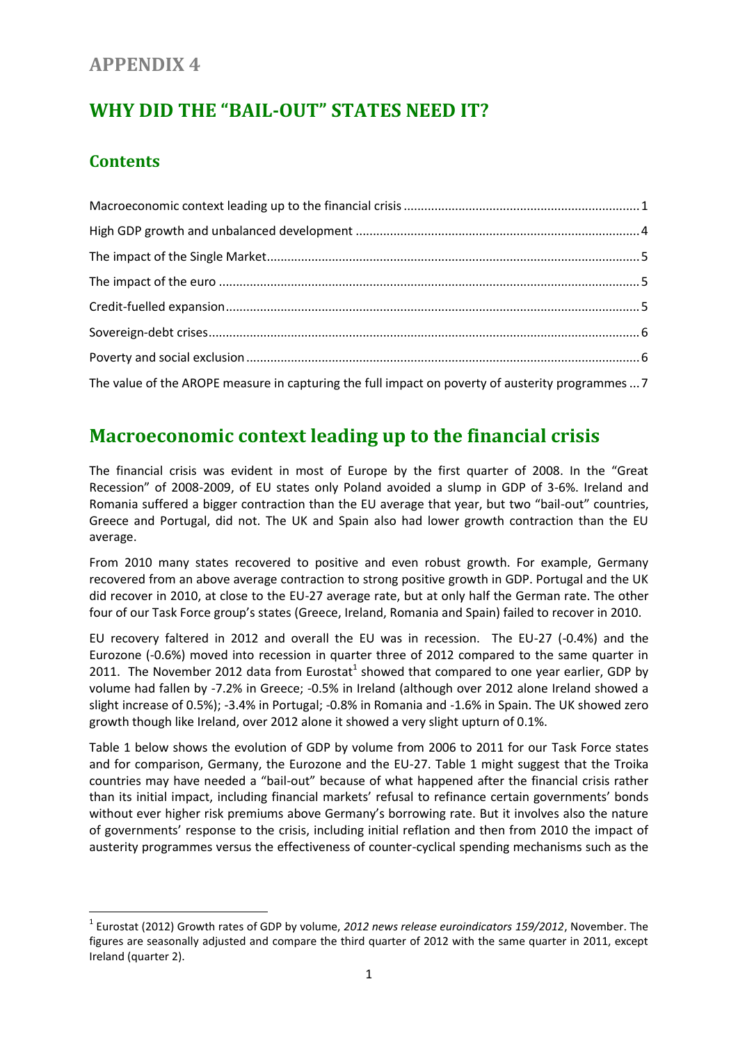# APPENDIX 4

# WHY DID THE "BAIL-OUT" STATES NEED IT?

## Contents

Macroeconomic context leading up to the financial crisis ..... 1
High GDP growth and unbalanced development ..... 4
The impact of the Single Market ..... 5
The impact of the euro ..... 5
Credit-fuelled expansion ..... 5
Sovereign-debt crises ..... 6
Poverty and social exclusion ..... 6
The value of the AROPE measure in capturing the full impact on poverty of austerity programmes ... 7

## Macroeconomic context leading up to the financial crisis

The financial crisis was evident in most of Europe by the first quarter of 2008. In the "Great Recession" of 2008-2009, of EU states only Poland avoided a slump in GDP of 3-6%. Ireland and Romania suffered a bigger contraction than the EU average that year, but two "bail-out" countries, Greece and Portugal, did not. The UK and Spain also had lower growth contraction than the EU average.

From 2010 many states recovered to positive and even robust growth. For example, Germany recovered from an above average contraction to strong positive growth in GDP. Portugal and the UK did recover in 2010, at close to the EU-27 average rate, but at only half the German rate. The other four of our Task Force group's states (Greece, Ireland, Romania and Spain) failed to recover in 2010.

EU recovery faltered in 2012 and overall the EU was in recession. The EU-27 (-0.4%) and the Eurozone (-0.6%) moved into recession in quarter three of 2012 compared to the same quarter in 2011. The November 2012 data from Eurostat[1] showed that compared to one year earlier, GDP by volume had fallen by -7.2% in Greece; -0.5% in Ireland (although over 2012 alone Ireland showed a slight increase of 0.5%); -3.4% in Portugal; -0.8% in Romania and -1.6% in Spain. The UK showed zero growth though like Ireland, over 2012 alone it showed a very slight upturn of 0.1%.

Table 1 below shows the evolution of GDP by volume from 2006 to 2011 for our Task Force states and for comparison, Germany, the Eurozone and the EU-27. Table 1 might suggest that the Troika countries may have needed a "bail-out" because of what happened after the financial crisis rather than its initial impact, including financial markets' refusal to refinance certain governments' bonds without ever higher risk premiums above Germany's borrowing rate. But it involves also the nature of governments' response to the crisis, including initial reflation and then from 2010 the impact of austerity programmes versus the effectiveness of counter-cyclical spending mechanisms such as the

[1] Eurostat (2012) Growth rates of GDP by volume, *2012 news release euroindicators 159/2012*, November. The figures are seasonally adjusted and compare the third quarter of 2012 with the same quarter in 2011, except Ireland (quarter 2).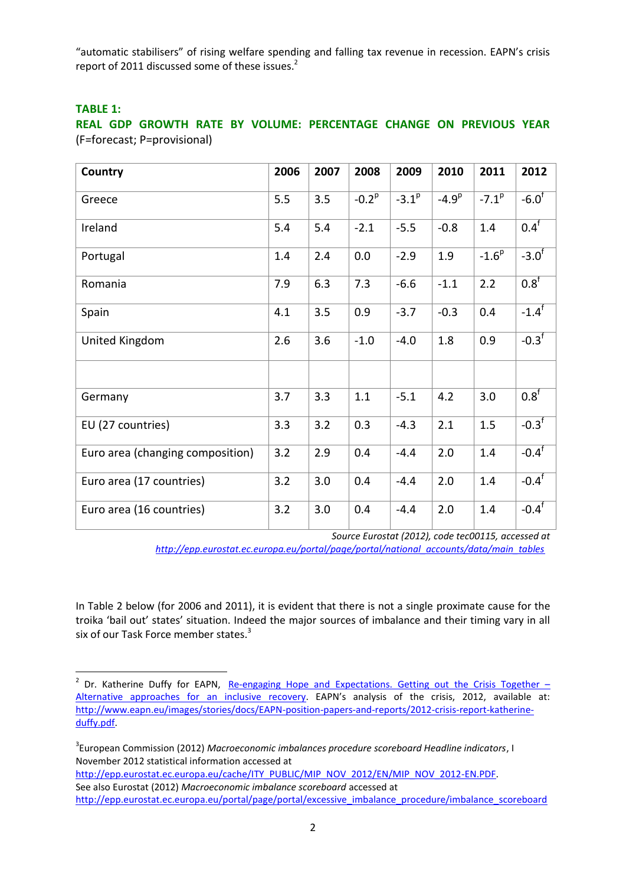"automatic stabilisers" of rising welfare spending and falling tax revenue in recession. EAPN's crisis report of 2011 discussed some of these issues.[2]

**TABLE 1:**

**REAL GDP GROWTH RATE BY VOLUME: PERCENTAGE CHANGE ON PREVIOUS YEAR** (F=forecast; P=provisional)

| Country | 2006 | 2007 | 2008 | 2009 | 2010 | 2011 | 2012 |
|---|---|---|---|---|---|---|---|
| Greece | 5.5 | 3.5 | -0.2$^{p}$ | -3.1$^{p}$ | -4.9$^{p}$ | -7.1$^{p}$ | -6.0$^{f}$ |
| Ireland | 5.4 | 5.4 | -2.1 | -5.5 | -0.8 | 1.4 | 0.4$^{f}$ |
| Portugal | 1.4 | 2.4 | 0.0 | -2.9 | 1.9 | -1.6$^{p}$ | -3.0$^{f}$ |
| Romania | 7.9 | 6.3 | 7.3 | -6.6 | -1.1 | 2.2 | 0.8$^{f}$ |
| Spain | 4.1 | 3.5 | 0.9 | -3.7 | -0.3 | 0.4 | -1.4$^{f}$ |
| United Kingdom | 2.6 | 3.6 | -1.0 | -4.0 | 1.8 | 0.9 | -0.3$^{f}$ |
| | | | | | | | |
| Germany | 3.7 | 3.3 | 1.1 | -5.1 | 4.2 | 3.0 | 0.8$^{f}$ |
| EU (27 countries) | 3.3 | 3.2 | 0.3 | -4.3 | 2.1 | 1.5 | -0.3$^{f}$ |
| Euro area (changing composition) | 3.2 | 2.9 | 0.4 | -4.4 | 2.0 | 1.4 | -0.4$^{f}$ |
| Euro area (17 countries) | 3.2 | 3.0 | 0.4 | -4.4 | 2.0 | 1.4 | -0.4$^{f}$ |
| Euro area (16 countries) | 3.2 | 3.0 | 0.4 | -4.4 | 2.0 | 1.4 | -0.4$^{f}$ |

*Source Eurostat (2012), code tec00115, accessed at* http://epp.eurostat.ec.europa.eu/portal/page/portal/national_accounts/data/main_tables

In Table 2 below (for 2006 and 2011), it is evident that there is not a single proximate cause for the troika 'bail out' states' situation. Indeed the major sources of imbalance and their timing vary in all six of our Task Force member states.[3]

---

[2] Dr. Katherine Duffy for EAPN, Re-engaging Hope and Expectations. Getting out the Crisis Together – Alternative approaches for an inclusive recovery. EAPN's analysis of the crisis, 2012, available at: http://www.eapn.eu/images/stories/docs/EAPN-position-papers-and-reports/2012-crisis-report-katherine-duffy.pdf.

[3] European Commission (2012) *Macroeconomic imbalances procedure scoreboard Headline indicators*, I November 2012 statistical information accessed at http://epp.eurostat.ec.europa.eu/cache/ITY_PUBLIC/MIP_NOV_2012/EN/MIP_NOV_2012-EN.PDF. See also Eurostat (2012) *Macroeconomic imbalance scoreboard* accessed at http://epp.eurostat.ec.europa.eu/portal/page/portal/excessive_imbalance_procedure/imbalance_scoreboard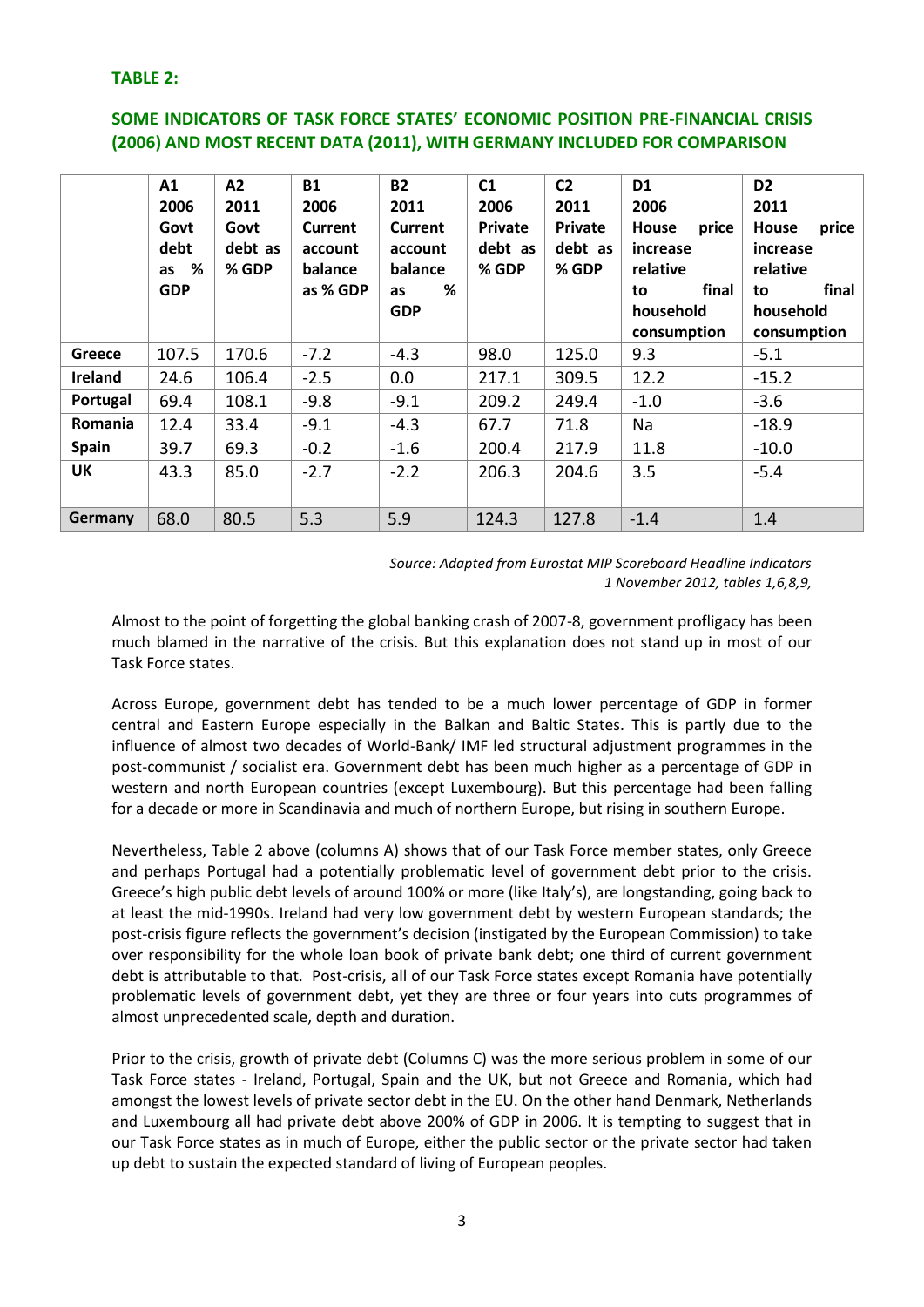**TABLE 2:**

**SOME INDICATORS OF TASK FORCE STATES' ECONOMIC POSITION PRE-FINANCIAL CRISIS (2006) AND MOST RECENT DATA (2011), WITH GERMANY INCLUDED FOR COMPARISON**

| | A1 2006 Govt debt as % GDP | A2 2011 Govt debt as % GDP | B1 2006 Current account balance as % GDP | B2 2011 Current account balance as % GDP | C1 2006 Private debt as % GDP | C2 2011 Private debt as % GDP | D1 2006 House price increase relative to final household consumption | D2 2011 House price increase relative to final household consumption |
|---|---|---|---|---|---|---|---|---|
| **Greece** | 107.5 | 170.6 | -7.2 | -4.3 | 98.0 | 125.0 | 9.3 | -5.1 |
| **Ireland** | 24.6 | 106.4 | -2.5 | 0.0 | 217.1 | 309.5 | 12.2 | -15.2 |
| **Portugal** | 69.4 | 108.1 | -9.8 | -9.1 | 209.2 | 249.4 | -1.0 | -3.6 |
| **Romania** | 12.4 | 33.4 | -9.1 | -4.3 | 67.7 | 71.8 | Na | -18.9 |
| **Spain** | 39.7 | 69.3 | -0.2 | -1.6 | 200.4 | 217.9 | 11.8 | -10.0 |
| **UK** | 43.3 | 85.0 | -2.7 | -2.2 | 206.3 | 204.6 | 3.5 | -5.4 |
| | | | | | | | | |
| **Germany** | 68.0 | 80.5 | 5.3 | 5.9 | 124.3 | 127.8 | -1.4 | 1.4 |

*Source: Adapted from Eurostat MIP Scoreboard Headline Indicators 1 November 2012, tables 1,6,8,9,*

Almost to the point of forgetting the global banking crash of 2007-8, government profligacy has been much blamed in the narrative of the crisis. But this explanation does not stand up in most of our Task Force states.

Across Europe, government debt has tended to be a much lower percentage of GDP in former central and Eastern Europe especially in the Balkan and Baltic States. This is partly due to the influence of almost two decades of World-Bank/ IMF led structural adjustment programmes in the post-communist / socialist era. Government debt has been much higher as a percentage of GDP in western and north European countries (except Luxembourg). But this percentage had been falling for a decade or more in Scandinavia and much of northern Europe, but rising in southern Europe.

Nevertheless, Table 2 above (columns A) shows that of our Task Force member states, only Greece and perhaps Portugal had a potentially problematic level of government debt prior to the crisis. Greece's high public debt levels of around 100% or more (like Italy's), are longstanding, going back to at least the mid-1990s. Ireland had very low government debt by western European standards; the post-crisis figure reflects the government's decision (instigated by the European Commission) to take over responsibility for the whole loan book of private bank debt; one third of current government debt is attributable to that. Post-crisis, all of our Task Force states except Romania have potentially problematic levels of government debt, yet they are three or four years into cuts programmes of almost unprecedented scale, depth and duration.

Prior to the crisis, growth of private debt (Columns C) was the more serious problem in some of our Task Force states - Ireland, Portugal, Spain and the UK, but not Greece and Romania, which had amongst the lowest levels of private sector debt in the EU. On the other hand Denmark, Netherlands and Luxembourg all had private debt above 200% of GDP in 2006. It is tempting to suggest that in our Task Force states as in much of Europe, either the public sector or the private sector had taken up debt to sustain the expected standard of living of European peoples.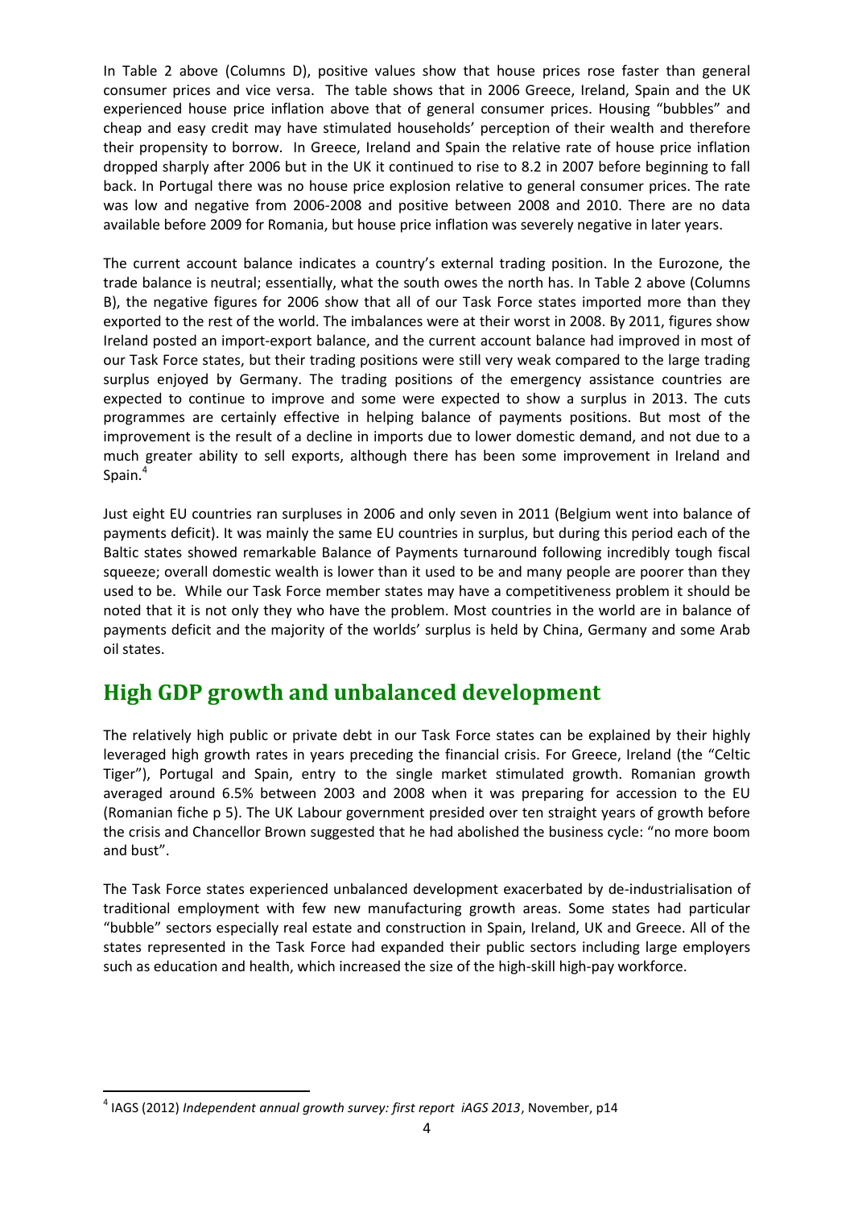In Table 2 above (Columns D), positive values show that house prices rose faster than general consumer prices and vice versa. The table shows that in 2006 Greece, Ireland, Spain and the UK experienced house price inflation above that of general consumer prices. Housing "bubbles" and cheap and easy credit may have stimulated households' perception of their wealth and therefore their propensity to borrow. In Greece, Ireland and Spain the relative rate of house price inflation dropped sharply after 2006 but in the UK it continued to rise to 8.2 in 2007 before beginning to fall back. In Portugal there was no house price explosion relative to general consumer prices. The rate was low and negative from 2006-2008 and positive between 2008 and 2010. There are no data available before 2009 for Romania, but house price inflation was severely negative in later years.

The current account balance indicates a country's external trading position. In the Eurozone, the trade balance is neutral; essentially, what the south owes the north has. In Table 2 above (Columns B), the negative figures for 2006 show that all of our Task Force states imported more than they exported to the rest of the world. The imbalances were at their worst in 2008. By 2011, figures show Ireland posted an import-export balance, and the current account balance had improved in most of our Task Force states, but their trading positions were still very weak compared to the large trading surplus enjoyed by Germany. The trading positions of the emergency assistance countries are expected to continue to improve and some were expected to show a surplus in 2013. The cuts programmes are certainly effective in helping balance of payments positions. But most of the improvement is the result of a decline in imports due to lower domestic demand, and not due to a much greater ability to sell exports, although there has been some improvement in Ireland and Spain.[4]

Just eight EU countries ran surpluses in 2006 and only seven in 2011 (Belgium went into balance of payments deficit). It was mainly the same EU countries in surplus, but during this period each of the Baltic states showed remarkable Balance of Payments turnaround following incredibly tough fiscal squeeze; overall domestic wealth is lower than it used to be and many people are poorer than they used to be. While our Task Force member states may have a competitiveness problem it should be noted that it is not only they who have the problem. Most countries in the world are in balance of payments deficit and the majority of the worlds' surplus is held by China, Germany and some Arab oil states.

## High GDP growth and unbalanced development

The relatively high public or private debt in our Task Force states can be explained by their highly leveraged high growth rates in years preceding the financial crisis. For Greece, Ireland (the "Celtic Tiger"), Portugal and Spain, entry to the single market stimulated growth. Romanian growth averaged around 6.5% between 2003 and 2008 when it was preparing for accession to the EU (Romanian fiche p 5). The UK Labour government presided over ten straight years of growth before the crisis and Chancellor Brown suggested that he had abolished the business cycle: "no more boom and bust".

The Task Force states experienced unbalanced development exacerbated by de-industrialisation of traditional employment with few new manufacturing growth areas. Some states had particular "bubble" sectors especially real estate and construction in Spain, Ireland, UK and Greece. All of the states represented in the Task Force had expanded their public sectors including large employers such as education and health, which increased the size of the high-skill high-pay workforce.

[4] IAGS (2012) *Independent annual growth survey: first report iAGS 2013*, November, p14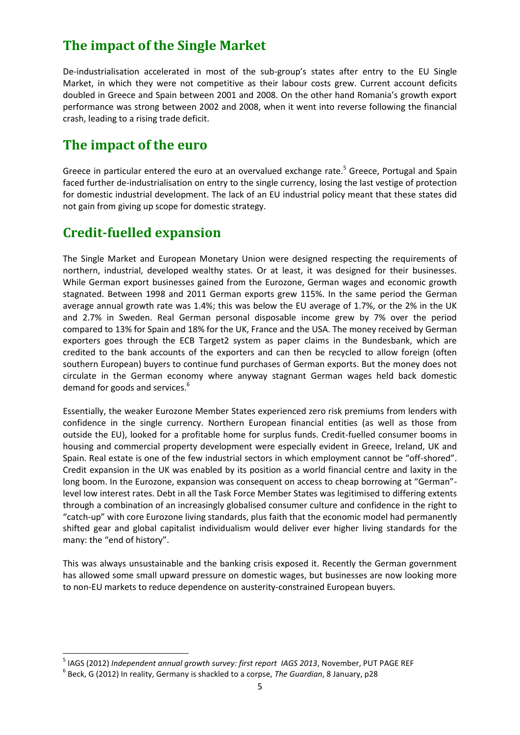## The impact of the Single Market

De-industrialisation accelerated in most of the sub-group's states after entry to the EU Single Market, in which they were not competitive as their labour costs grew. Current account deficits doubled in Greece and Spain between 2001 and 2008. On the other hand Romania's growth export performance was strong between 2002 and 2008, when it went into reverse following the financial crash, leading to a rising trade deficit.

## The impact of the euro

Greece in particular entered the euro at an overvalued exchange rate.[5] Greece, Portugal and Spain faced further de-industrialisation on entry to the single currency, losing the last vestige of protection for domestic industrial development. The lack of an EU industrial policy meant that these states did not gain from giving up scope for domestic strategy.

## Credit-fuelled expansion

The Single Market and European Monetary Union were designed respecting the requirements of northern, industrial, developed wealthy states. Or at least, it was designed for their businesses. While German export businesses gained from the Eurozone, German wages and economic growth stagnated. Between 1998 and 2011 German exports grew 115%. In the same period the German average annual growth rate was 1.4%; this was below the EU average of 1.7%, or the 2% in the UK and 2.7% in Sweden. Real German personal disposable income grew by 7% over the period compared to 13% for Spain and 18% for the UK, France and the USA. The money received by German exporters goes through the ECB Target2 system as paper claims in the Bundesbank, which are credited to the bank accounts of the exporters and can then be recycled to allow foreign (often southern European) buyers to continue fund purchases of German exports. But the money does not circulate in the German economy where anyway stagnant German wages held back domestic demand for goods and services.[6]

Essentially, the weaker Eurozone Member States experienced zero risk premiums from lenders with confidence in the single currency. Northern European financial entities (as well as those from outside the EU), looked for a profitable home for surplus funds. Credit-fuelled consumer booms in housing and commercial property development were especially evident in Greece, Ireland, UK and Spain. Real estate is one of the few industrial sectors in which employment cannot be "off-shored". Credit expansion in the UK was enabled by its position as a world financial centre and laxity in the long boom. In the Eurozone, expansion was consequent on access to cheap borrowing at "German"-level low interest rates. Debt in all the Task Force Member States was legitimised to differing extents through a combination of an increasingly globalised consumer culture and confidence in the right to "catch-up" with core Eurozone living standards, plus faith that the economic model had permanently shifted gear and global capitalist individualism would deliver ever higher living standards for the many: the "end of history".

This was always unsustainable and the banking crisis exposed it. Recently the German government has allowed some small upward pressure on domestic wages, but businesses are now looking more to non-EU markets to reduce dependence on austerity-constrained European buyers.

---

[5] IAGS (2012) *Independent annual growth survey: first report IAGS 2013*, November, PUT PAGE REF

[6] Beck, G (2012) In reality, Germany is shackled to a corpse, *The Guardian*, 8 January, p28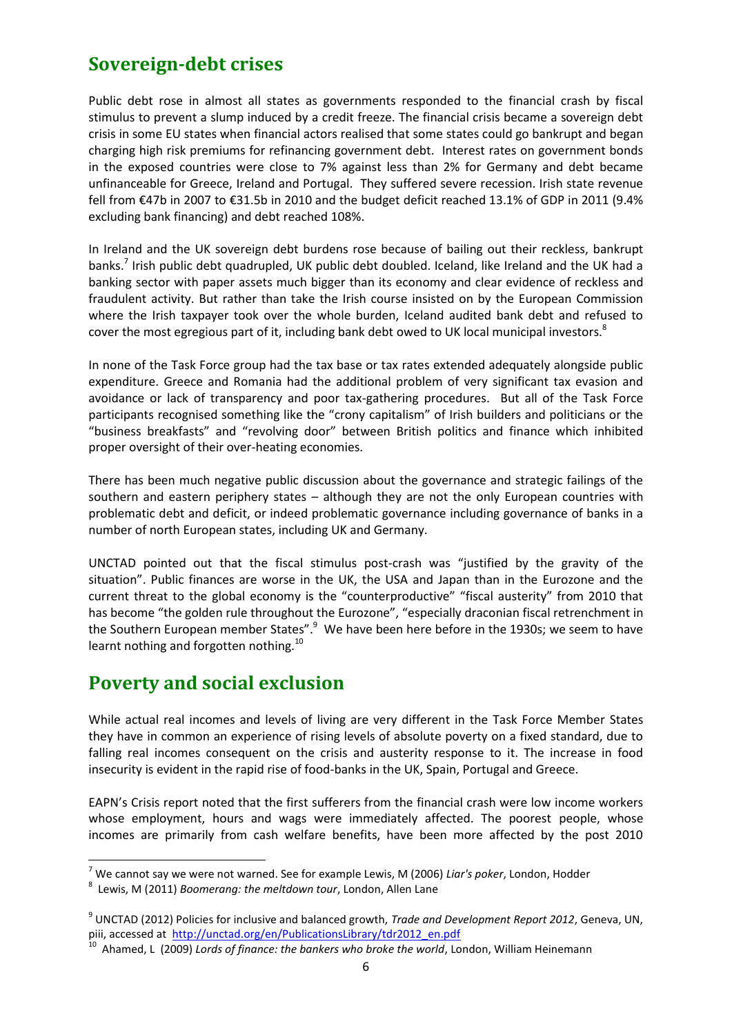## Sovereign-debt crises

Public debt rose in almost all states as governments responded to the financial crash by fiscal stimulus to prevent a slump induced by a credit freeze. The financial crisis became a sovereign debt crisis in some EU states when financial actors realised that some states could go bankrupt and began charging high risk premiums for refinancing government debt. Interest rates on government bonds in the exposed countries were close to 7% against less than 2% for Germany and debt became unfinanceable for Greece, Ireland and Portugal. They suffered severe recession. Irish state revenue fell from €47b in 2007 to €31.5b in 2010 and the budget deficit reached 13.1% of GDP in 2011 (9.4% excluding bank financing) and debt reached 108%.

In Ireland and the UK sovereign debt burdens rose because of bailing out their reckless, bankrupt banks.[7] Irish public debt quadrupled, UK public debt doubled. Iceland, like Ireland and the UK had a banking sector with paper assets much bigger than its economy and clear evidence of reckless and fraudulent activity. But rather than take the Irish course insisted on by the European Commission where the Irish taxpayer took over the whole burden, Iceland audited bank debt and refused to cover the most egregious part of it, including bank debt owed to UK local municipal investors.[8]

In none of the Task Force group had the tax base or tax rates extended adequately alongside public expenditure. Greece and Romania had the additional problem of very significant tax evasion and avoidance or lack of transparency and poor tax-gathering procedures. But all of the Task Force participants recognised something like the "crony capitalism" of Irish builders and politicians or the "business breakfasts" and "revolving door" between British politics and finance which inhibited proper oversight of their over-heating economies.

There has been much negative public discussion about the governance and strategic failings of the southern and eastern periphery states – although they are not the only European countries with problematic debt and deficit, or indeed problematic governance including governance of banks in a number of north European states, including UK and Germany.

UNCTAD pointed out that the fiscal stimulus post-crash was "justified by the gravity of the situation". Public finances are worse in the UK, the USA and Japan than in the Eurozone and the current threat to the global economy is the "counterproductive" "fiscal austerity" from 2010 that has become "the golden rule throughout the Eurozone", "especially draconian fiscal retrenchment in the Southern European member States".[9] We have been here before in the 1930s; we seem to have learnt nothing and forgotten nothing.[10]

## Poverty and social exclusion

While actual real incomes and levels of living are very different in the Task Force Member States they have in common an experience of rising levels of absolute poverty on a fixed standard, due to falling real incomes consequent on the crisis and austerity response to it. The increase in food insecurity is evident in the rapid rise of food-banks in the UK, Spain, Portugal and Greece.

EAPN's Crisis report noted that the first sufferers from the financial crash were low income workers whose employment, hours and wags were immediately affected. The poorest people, whose incomes are primarily from cash welfare benefits, have been more affected by the post 2010

---

[7] We cannot say we were not warned. See for example Lewis, M (2006) *Liar's poker*, London, Hodder

[8] Lewis, M (2011) *Boomerang: the meltdown tour*, London, Allen Lane

[9] UNCTAD (2012) Policies for inclusive and balanced growth, *Trade and Development Report 2012*, Geneva, UN, piii, accessed at http://unctad.org/en/PublicationsLibrary/tdr2012_en.pdf

[10] Ahamed, L (2009) *Lords of finance: the bankers who broke the world*, London, William Heinemann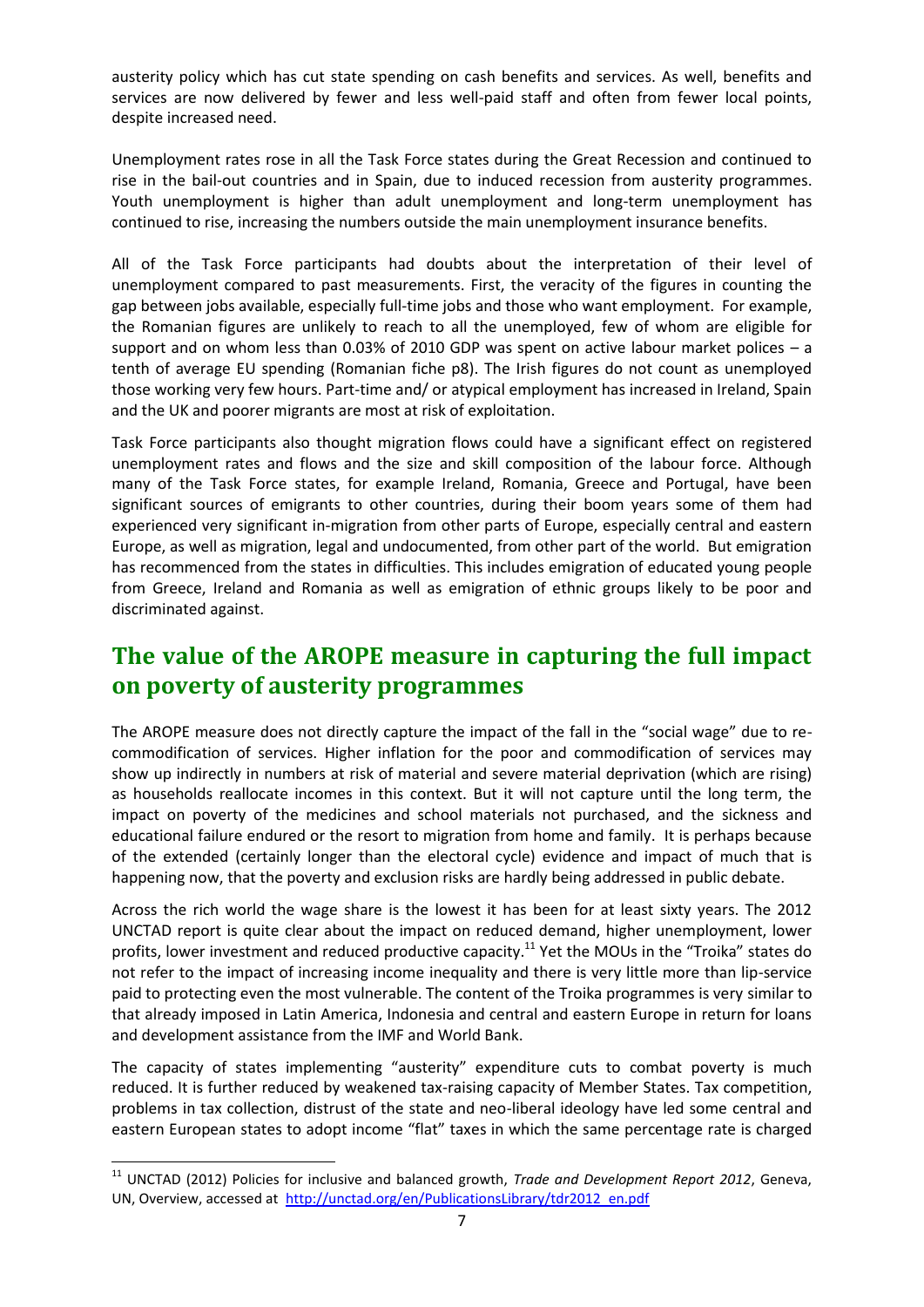austerity policy which has cut state spending on cash benefits and services. As well, benefits and services are now delivered by fewer and less well-paid staff and often from fewer local points, despite increased need.

Unemployment rates rose in all the Task Force states during the Great Recession and continued to rise in the bail-out countries and in Spain, due to induced recession from austerity programmes. Youth unemployment is higher than adult unemployment and long-term unemployment has continued to rise, increasing the numbers outside the main unemployment insurance benefits.

All of the Task Force participants had doubts about the interpretation of their level of unemployment compared to past measurements. First, the veracity of the figures in counting the gap between jobs available, especially full-time jobs and those who want employment. For example, the Romanian figures are unlikely to reach to all the unemployed, few of whom are eligible for support and on whom less than 0.03% of 2010 GDP was spent on active labour market polices – a tenth of average EU spending (Romanian fiche p8). The Irish figures do not count as unemployed those working very few hours. Part-time and/ or atypical employment has increased in Ireland, Spain and the UK and poorer migrants are most at risk of exploitation.

Task Force participants also thought migration flows could have a significant effect on registered unemployment rates and flows and the size and skill composition of the labour force. Although many of the Task Force states, for example Ireland, Romania, Greece and Portugal, have been significant sources of emigrants to other countries, during their boom years some of them had experienced very significant in-migration from other parts of Europe, especially central and eastern Europe, as well as migration, legal and undocumented, from other part of the world. But emigration has recommenced from the states in difficulties. This includes emigration of educated young people from Greece, Ireland and Romania as well as emigration of ethnic groups likely to be poor and discriminated against.

## The value of the AROPE measure in capturing the full impact on poverty of austerity programmes

The AROPE measure does not directly capture the impact of the fall in the "social wage" due to re-commodification of services. Higher inflation for the poor and commodification of services may show up indirectly in numbers at risk of material and severe material deprivation (which are rising) as households reallocate incomes in this context. But it will not capture until the long term, the impact on poverty of the medicines and school materials not purchased, and the sickness and educational failure endured or the resort to migration from home and family. It is perhaps because of the extended (certainly longer than the electoral cycle) evidence and impact of much that is happening now, that the poverty and exclusion risks are hardly being addressed in public debate.

Across the rich world the wage share is the lowest it has been for at least sixty years. The 2012 UNCTAD report is quite clear about the impact on reduced demand, higher unemployment, lower profits, lower investment and reduced productive capacity.[11] Yet the MOUs in the "Troika" states do not refer to the impact of increasing income inequality and there is very little more than lip-service paid to protecting even the most vulnerable. The content of the Troika programmes is very similar to that already imposed in Latin America, Indonesia and central and eastern Europe in return for loans and development assistance from the IMF and World Bank.

The capacity of states implementing "austerity" expenditure cuts to combat poverty is much reduced. It is further reduced by weakened tax-raising capacity of Member States. Tax competition, problems in tax collection, distrust of the state and neo-liberal ideology have led some central and eastern European states to adopt income "flat" taxes in which the same percentage rate is charged

---

[11] UNCTAD (2012) Policies for inclusive and balanced growth, *Trade and Development Report 2012*, Geneva, UN, Overview, accessed at http://unctad.org/en/PublicationsLibrary/tdr2012_en.pdf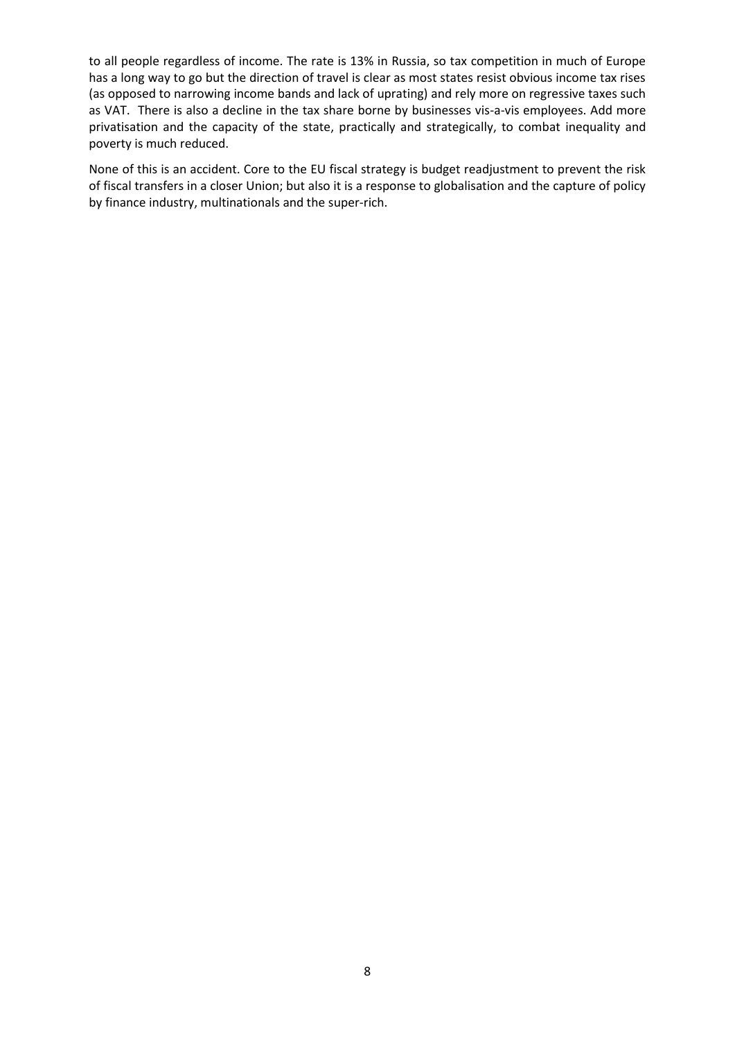to all people regardless of income. The rate is 13% in Russia, so tax competition in much of Europe has a long way to go but the direction of travel is clear as most states resist obvious income tax rises (as opposed to narrowing income bands and lack of uprating) and rely more on regressive taxes such as VAT. There is also a decline in the tax share borne by businesses vis-a-vis employees. Add more privatisation and the capacity of the state, practically and strategically, to combat inequality and poverty is much reduced.

None of this is an accident. Core to the EU fiscal strategy is budget readjustment to prevent the risk of fiscal transfers in a closer Union; but also it is a response to globalisation and the capture of policy by finance industry, multinationals and the super-rich.